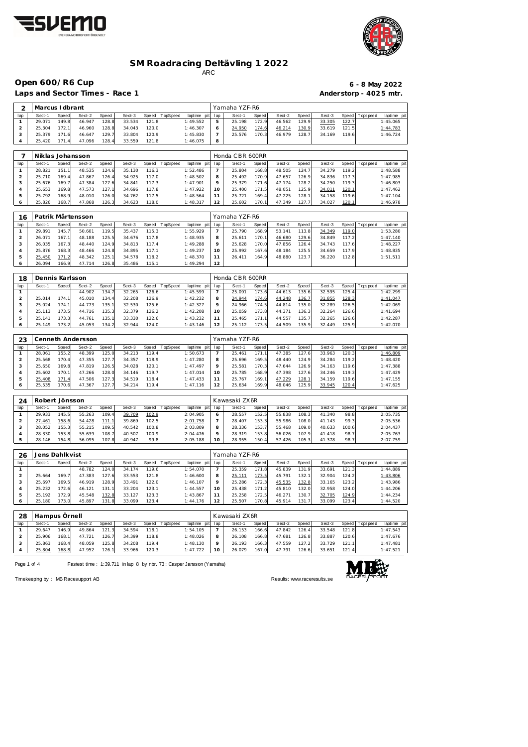# SM Roadracing Deltävling 1 2022

ARC

## Open 600/R6 Cup

**6 - 8 May 2022**

**Laps and Sector Times - Race 1**

**Anderstorp - 4025 mtr.**

| 2 | Marcus Idbrant | | | | | | | | Yamaha YZF-R6 | | | | | | | | |
|---|---|---|---|---|---|---|---|---|---|---|---|---|---|---|---|---|---|
| lap | Sect-1 | Speed | Sect-2 | Speed | Sect-3 | Speed | TopSpeed | laptime pit | lap | Sect-1 | Speed | Sect-2 | Speed | Sect-3 | Speed | Topspeed | laptime pit |
| 1 | 29.071 | 149.8 | 46.947 | 128.8 | 33.534 | 121.8 | | 1:49.552 | 5 | 25.198 | 172.9 | 46.562 | 129.9 | 33.305 | 122.7 | | 1:45.065 |
| 2 | 25.304 | 172.1 | 46.960 | 128.8 | 34.043 | 120.0 | | 1:46.307 | 6 | 24.950 | 174.6 | 46.214 | 130.9 | 33.619 | 121.5 | | 1:44.783 |
| 3 | 25.379 | 171.6 | 46.647 | 129.7 | 33.804 | 120.9 | | 1:45.830 | 7 | 25.576 | 170.3 | 46.979 | 128.7 | 34.169 | 119.6 | | 1:46.724 |
| 4 | 25.420 | 171.4 | 47.096 | 128.4 | 33.559 | 121.8 | | 1:46.075 | 8 | | | | | | | | |

| 7 | Niklas Johansson | | | | | | | | Honda CBR 600RR | | | | | | | | |
|---|---|---|---|---|---|---|---|---|---|---|---|---|---|---|---|---|---|
| lap | Sect-1 | Speed | Sect-2 | Speed | Sect-3 | Speed | TopSpeed | laptime pit | lap | Sect-1 | Speed | Sect-2 | Speed | Sect-3 | Speed | Topspeed | laptime pit |
| 1 | 28.821 | 151.1 | 48.535 | 124.6 | 35.130 | 116.3 | | 1:52.486 | 7 | 25.804 | 168.8 | 48.505 | 124.7 | 34.279 | 119.2 | | 1:48.588 |
| 2 | 25.710 | 169.4 | 47.867 | 126.4 | 34.925 | 117.0 | | 1:48.502 | 8 | 25.492 | 170.9 | 47.657 | 126.9 | 34.836 | 117.3 | | 1:47.985 |
| 3 | 25.676 | 169.7 | 47.384 | 127.6 | 34.841 | 117.3 | | 1:47.901 | 9 | 25.379 | 171.6 | 47.174 | 128.2 | 34.250 | 119.3 | | 1:46.803 |
| 4 | 25.653 | 169.8 | 47.573 | 127.1 | 34.696 | 117.8 | | 1:47.922 | 10 | 25.400 | 171.5 | 48.051 | 125.9 | 34.011 | 120.1 | | 1:47.462 |
| 5 | 25.792 | 168.9 | 48.010 | 126.0 | 34.762 | 117.5 | | 1:48.564 | 11 | 25.721 | 169.4 | 47.225 | 128.1 | 34.158 | 119.6 | | 1:47.104 |
| 6 | 25.826 | 168.7 | 47.868 | 126.3 | 34.623 | 118.0 | | 1:48.317 | 12 | 25.602 | 170.1 | 47.349 | 127.7 | 34.027 | 120.1 | | 1:46.978 |

| 16 | Patrik Mårtensson | | | | | | | | Yamaha YZF-R6 | | | | | | | | |
|---|---|---|---|---|---|---|---|---|---|---|---|---|---|---|---|---|---|
| lap | Sect-1 | Speed | Sect-2 | Speed | Sect-3 | Speed | TopSpeed | laptime pit | lap | Sect-1 | Speed | Sect-2 | Speed | Sect-3 | Speed | Topspeed | laptime pit |
| 1 | 29.891 | 145.7 | 50.601 | 119.5 | 35.437 | 115.3 | | 1:55.929 | 7 | 25.790 | 168.9 | 53.141 | 113.8 | 34.349 | 119.0 | | 1:53.280 |
| 2 | 26.071 | 167.1 | 48.188 | 125.5 | 34.676 | 117.8 | | 1:48.935 | 8 | 25.611 | 170.1 | 46.680 | 129.6 | 34.849 | 117.2 | | 1:47.140 |
| 3 | 26.035 | 167.3 | 48.440 | 124.9 | 34.813 | 117.4 | | 1:49.288 | 9 | 25.628 | 170.0 | 47.856 | 126.4 | 34.743 | 117.6 | | 1:48.227 |
| 4 | 25.876 | 168.3 | 48.466 | 124.8 | 34.895 | 117.1 | | 1:49.237 | 10 | 25.992 | 167.6 | 48.184 | 125.5 | 34.659 | 117.9 | | 1:48.835 |
| 5 | 25.450 | 171.2 | 48.342 | 125.1 | 34.578 | 118.2 | | 1:48.370 | 11 | 26.411 | 164.9 | 48.880 | 123.7 | 36.220 | 112.8 | | 1:51.511 |
| 6 | 26.094 | 166.9 | 47.714 | 126.8 | 35.486 | 115.1 | | 1:49.294 | 12 | | | | | | | | |

| 18 | Dennis Karlsson | | | | | | | | Honda CBR 600RR | | | | | | | | |
|---|---|---|---|---|---|---|---|---|---|---|---|---|---|---|---|---|---|
| lap | Sect-1 | Speed | Sect-2 | Speed | Sect-3 | Speed | TopSpeed | laptime pit | lap | Sect-1 | Speed | Sect-2 | Speed | Sect-3 | Speed | Topspeed | laptime pit |
| 1 | | | 44.902 | 134.7 | 32.265 | 126.6 | | 1:45.599 | 7 | 25.091 | 173.6 | 44.613 | 135.6 | 32.595 | 125.4 | | 1:42.299 |
| 2 | 25.014 | 174.1 | 45.010 | 134.4 | 32.208 | 126.9 | | 1:42.232 | 8 | 24.944 | 174.6 | 44.248 | 136.7 | 31.855 | 128.3 | | 1:41.047 |
| 3 | 25.024 | 174.1 | 44.773 | 135.1 | 32.530 | 125.6 | | 1:42.327 | 9 | 24.966 | 174.5 | 44.814 | 135.0 | 32.289 | 126.5 | | 1:42.069 |
| 4 | 25.113 | 173.5 | 44.716 | 135.3 | 32.379 | 126.2 | | 1:42.208 | 10 | 25.059 | 173.8 | 44.371 | 136.3 | 32.264 | 126.6 | | 1:41.694 |
| 5 | 25.141 | 173.3 | 44.761 | 135.1 | 33.330 | 122.6 | | 1:43.232 | 11 | 25.465 | 171.1 | 44.557 | 135.7 | 32.265 | 126.6 | | 1:42.287 |
| 6 | 25.149 | 173.2 | 45.053 | 134.2 | 32.944 | 124.0 | | 1:43.146 | 12 | 25.112 | 173.5 | 44.509 | 135.9 | 32.449 | 125.9 | | 1:42.070 |

| 23 | Cenneth Andersson | | | | | | | | Yamaha YZF-R6 | | | | | | | | |
|---|---|---|---|---|---|---|---|---|---|---|---|---|---|---|---|---|---|
| lap | Sect-1 | Speed | Sect-2 | Speed | Sect-3 | Speed | TopSpeed | laptime pit | lap | Sect-1 | Speed | Sect-2 | Speed | Sect-3 | Speed | Topspeed | laptime pit |
| 1 | 28.061 | 155.2 | 48.399 | 125.0 | 34.213 | 119.4 | | 1:50.673 | 7 | 25.461 | 171.1 | 47.385 | 127.6 | 33.963 | 120.3 | | 1:46.809 |
| 2 | 25.568 | 170.4 | 47.355 | 127.7 | 34.357 | 118.9 | | 1:47.280 | 8 | 25.696 | 169.5 | 48.440 | 124.9 | 34.284 | 119.2 | | 1:48.420 |
| 3 | 25.650 | 169.8 | 47.819 | 126.5 | 34.028 | 120.1 | | 1:47.497 | 9 | 25.581 | 170.3 | 47.644 | 126.9 | 34.163 | 119.6 | | 1:47.388 |
| 4 | 25.602 | 170.1 | 47.266 | 128.0 | 34.146 | 119.7 | | 1:47.014 | 10 | 25.785 | 168.9 | 47.398 | 127.6 | 34.246 | 119.3 | | 1:47.429 |
| 5 | 25.408 | 171.4 | 47.506 | 127.3 | 34.519 | 118.4 | | 1:47.433 | 11 | 25.767 | 169.1 | 47.229 | 128.1 | 34.159 | 119.6 | | 1:47.155 |
| 6 | 25.535 | 170.6 | 47.367 | 127.7 | 34.214 | 119.4 | | 1:47.116 | 12 | 25.634 | 169.9 | 48.046 | 125.9 | 33.945 | 120.4 | | 1:47.625 |

| 24 | Robert Jönsson | | | | | | | | Kawasaki ZX6R | | | | | | | | |
|---|---|---|---|---|---|---|---|---|---|---|---|---|---|---|---|---|---|
| lap | Sect-1 | Speed | Sect-2 | Speed | Sect-3 | Speed | TopSpeed | laptime pit | lap | Sect-1 | Speed | Sect-2 | Speed | Sect-3 | Speed | Topspeed | laptime pit |
| 1 | 29.933 | 145.5 | 55.263 | 109.4 | 39.709 | 102.9 | | 2:04.905 | 6 | 28.557 | 152.5 | 55.838 | 108.3 | 41.340 | 98.8 | | 2:05.735 |
| 2 | 27.461 | 158.6 | 54.428 | 111.1 | 39.869 | 102.5 | | 2:01.758 | 7 | 28.407 | 153.3 | 55.986 | 108.0 | 41.143 | 99.3 | | 2:05.536 |
| 3 | 28.052 | 155.3 | 55.215 | 109.5 | 40.542 | 100.8 | | 2:03.809 | 8 | 28.336 | 153.7 | 55.468 | 109.0 | 40.633 | 100.6 | | 2:04.437 |
| 4 | 28.330 | 153.8 | 55.639 | 108.7 | 40.507 | 100.9 | | 2:04.476 | 9 | 28.319 | 153.8 | 56.026 | 107.9 | 41.418 | 98.7 | | 2:05.763 |
| 5 | 28.146 | 154.8 | 56.095 | 107.8 | 40.947 | 99.8 | | 2:05.188 | 10 | 28.955 | 150.4 | 57.426 | 105.3 | 41.378 | 98.7 | | 2:07.759 |

| 26 | Jens Dahlkvist | | | | | | | | Yamaha YZF-R6 | | | | | | | | |
|---|---|---|---|---|---|---|---|---|---|---|---|---|---|---|---|---|---|
| lap | Sect-1 | Speed | Sect-2 | Speed | Sect-3 | Speed | TopSpeed | laptime pit | lap | Sect-1 | Speed | Sect-2 | Speed | Sect-3 | Speed | Topspeed | laptime pit |
| 1 | | | 48.782 | 124.0 | 34.174 | 119.6 | | 1:54.070 | 7 | 25.359 | 171.8 | 45.839 | 131.9 | 33.691 | 121.3 | | 1:44.889 |
| 2 | 25.664 | 169.7 | 47.383 | 127.6 | 33.553 | 121.8 | | 1:46.600 | 8 | 25.111 | 173.5 | 45.791 | 132.1 | 32.904 | 124.2 | | 1:43.806 |
| 3 | 25.697 | 169.5 | 46.919 | 128.9 | 33.491 | 122.0 | | 1:46.107 | 9 | 25.286 | 172.3 | 45.535 | 132.8 | 33.165 | 123.2 | | 1:43.986 |
| 4 | 25.232 | 172.6 | 46.121 | 131.1 | 33.204 | 123.1 | | 1:44.557 | 10 | 25.438 | 171.2 | 45.810 | 132.0 | 32.958 | 124.0 | | 1:44.206 |
| 5 | 25.192 | 172.9 | 45.548 | 132.8 | 33.127 | 123.3 | | 1:43.867 | 11 | 25.258 | 172.5 | 46.271 | 130.7 | 32.705 | 124.9 | | 1:44.234 |
| 6 | 25.180 | 173.0 | 45.897 | 131.8 | 33.099 | 123.4 | | 1:44.176 | 12 | 25.507 | 170.8 | 45.914 | 131.7 | 33.099 | 123.4 | | 1:44.520 |

| 28 | Hampus Örnell | | | | | | | | Kawasaki ZX6R | | | | | | | | |
|---|---|---|---|---|---|---|---|---|---|---|---|---|---|---|---|---|---|
| lap | Sect-1 | Speed | Sect-2 | Speed | Sect-3 | Speed | TopSpeed | laptime pit | lap | Sect-1 | Speed | Sect-2 | Speed | Sect-3 | Speed | Topspeed | laptime pit |
| 1 | 29.647 | 146.9 | 49.864 | 121.3 | 34.594 | 118.1 | | 1:54.105 | 7 | 26.153 | 166.6 | 47.842 | 126.4 | 33.548 | 121.8 | | 1:47.543 |
| 2 | 25.906 | 168.1 | 47.721 | 126.7 | 34.399 | 118.8 | | 1:48.026 | 8 | 26.108 | 166.8 | 47.681 | 126.8 | 33.887 | 120.6 | | 1:47.676 |
| 3 | 25.863 | 168.4 | 48.059 | 125.8 | 34.208 | 119.4 | | 1:48.130 | 9 | 26.193 | 166.3 | 47.559 | 127.2 | 33.729 | 121.1 | | 1:47.481 |
| 4 | 25.804 | 168.8 | 47.952 | 126.1 | 33.966 | 120.3 | | 1:47.722 | 10 | 26.079 | 167.0 | 47.791 | 126.6 | 33.651 | 121.4 | | 1:47.521 |

Fastest time : 1:39.711 in lap 8 by nbr. 73 : Casper Jansson (Yamaha)

Timekeeping by : MB Racesupport AB

Results: www.raceresults.se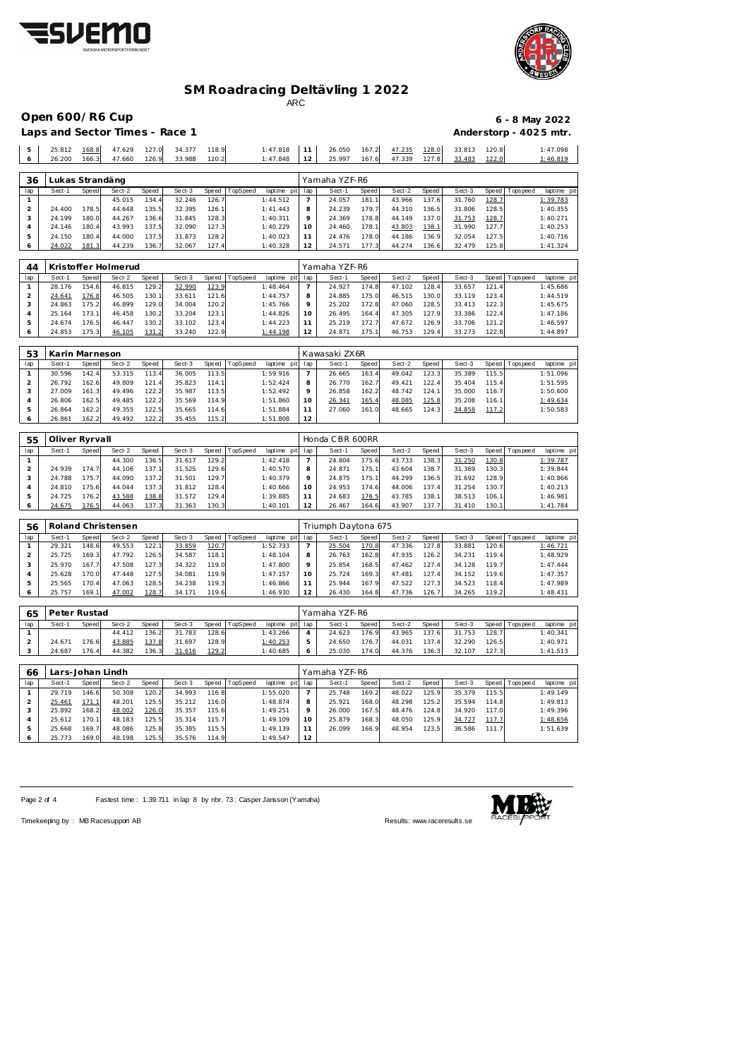# SM Roadracing Deltävling 1 2022

ARC

## Open 600/R6 Cup

6 - 8 May 2022

Laps and Sector Times - Race 1

Anderstorp - 4025 mtr.

| 5 | 25.812 | 168.8 | 47.629 | 127.0 | 34.377 | 118.9 | | 1:47.818 | 11 | 26.050 | 167.2 | 47.235 | 128.0 | 33.813 | 120.8 | | 1:47.098 |
|---|---|---|---|---|---|---|---|---|---|---|---|---|---|---|---|---|---|
| 6 | 26.200 | 166.3 | 47.660 | 126.9 | 33.988 | 120.2 | | 1:47.848 | 12 | 25.997 | 167.6 | 47.339 | 127.8 | 33.483 | 122.0 | | 1:46.819 |

### 36 Lukas Strandäng — Yamaha YZF-R6

| lap | Sect-1 | Speed | Sect-2 | Speed | Sect-3 | Speed | TopSpeed | laptime pit | lap | Sect-1 | Speed | Sect-2 | Speed | Sect-3 | Speed | Topspeed | laptime pit |
|---|---|---|---|---|---|---|---|---|---|---|---|---|---|---|---|---|---|
| 1 | | | 45.015 | 134.4 | 32.246 | 126.7 | | 1:44.512 | 7 | 24.057 | 181.1 | 43.966 | 137.6 | 31.760 | 128.7 | | 1:39.783 |
| 2 | 24.400 | 178.5 | 44.648 | 135.5 | 32.395 | 126.1 | | 1:41.443 | 8 | 24.239 | 179.7 | 44.310 | 136.5 | 31.806 | 128.5 | | 1:40.355 |
| 3 | 24.199 | 180.0 | 44.267 | 136.6 | 31.845 | 128.3 | | 1:40.311 | 9 | 24.369 | 178.8 | 44.149 | 137.0 | 31.753 | 128.7 | | 1:40.271 |
| 4 | 24.146 | 180.4 | 43.993 | 137.5 | 32.090 | 127.3 | | 1:40.229 | 10 | 24.460 | 178.1 | 43.803 | 138.1 | 31.990 | 127.7 | | 1:40.253 |
| 5 | 24.150 | 180.4 | 44.000 | 137.5 | 31.873 | 128.2 | | 1:40.023 | 11 | 24.476 | 178.0 | 44.186 | 136.9 | 32.054 | 127.5 | | 1:40.716 |
| 6 | 24.022 | 181.3 | 44.239 | 136.7 | 32.067 | 127.4 | | 1:40.328 | 12 | 24.571 | 177.3 | 44.274 | 136.6 | 32.479 | 125.8 | | 1:41.324 |

### 44 Kristoffer Holmerud — Yamaha YZF-R6

| lap | Sect-1 | Speed | Sect-2 | Speed | Sect-3 | Speed | TopSpeed | laptime pit | lap | Sect-1 | Speed | Sect-2 | Speed | Sect-3 | Speed | Topspeed | laptime pit |
|---|---|---|---|---|---|---|---|---|---|---|---|---|---|---|---|---|---|
| 1 | 28.176 | 154.6 | 46.815 | 129.2 | 32.990 | 123.9 | | 1:48.464 | 7 | 24.927 | 174.8 | 47.102 | 128.4 | 33.657 | 121.4 | | 1:45.686 |
| 2 | 24.641 | 176.8 | 46.505 | 130.1 | 33.611 | 121.6 | | 1:44.757 | 8 | 24.885 | 175.0 | 46.515 | 130.0 | 33.119 | 123.4 | | 1:44.519 |
| 3 | 24.863 | 175.2 | 46.899 | 129.0 | 34.004 | 120.2 | | 1:45.766 | 9 | 25.202 | 172.8 | 47.060 | 128.5 | 33.413 | 122.3 | | 1:45.675 |
| 4 | 25.164 | 173.1 | 46.458 | 130.2 | 33.204 | 123.1 | | 1:44.826 | 10 | 26.495 | 164.4 | 47.305 | 127.9 | 33.386 | 122.4 | | 1:47.186 |
| 5 | 24.674 | 176.5 | 46.447 | 130.2 | 33.102 | 123.4 | | 1:44.223 | 11 | 25.219 | 172.7 | 47.672 | 126.9 | 33.706 | 121.2 | | 1:46.597 |
| 6 | 24.853 | 175.3 | 46.105 | 131.2 | 33.240 | 122.9 | | 1:44.198 | 12 | 24.871 | 175.1 | 46.753 | 129.4 | 33.273 | 122.8 | | 1:44.897 |

### 53 Karin Marneson — Kawasaki ZX6R

| lap | Sect-1 | Speed | Sect-2 | Speed | Sect-3 | Speed | TopSpeed | laptime pit | lap | Sect-1 | Speed | Sect-2 | Speed | Sect-3 | Speed | Topspeed | laptime pit |
|---|---|---|---|---|---|---|---|---|---|---|---|---|---|---|---|---|---|
| 1 | 30.596 | 142.4 | 53.315 | 113.4 | 36.005 | 113.5 | | 1:59.916 | 7 | 26.665 | 163.4 | 49.042 | 123.3 | 35.389 | 115.5 | | 1:51.096 |
| 2 | 26.792 | 162.6 | 49.809 | 121.4 | 35.823 | 114.1 | | 1:52.424 | 8 | 26.770 | 162.7 | 49.421 | 122.4 | 35.404 | 115.4 | | 1:51.595 |
| 3 | 27.009 | 161.3 | 49.496 | 122.2 | 35.987 | 113.5 | | 1:52.492 | 9 | 26.858 | 162.2 | 48.742 | 124.1 | 35.000 | 116.7 | | 1:50.600 |
| 4 | 26.806 | 162.5 | 49.485 | 122.2 | 35.569 | 114.9 | | 1:51.860 | 10 | 26.341 | 165.4 | 48.085 | 125.8 | 35.208 | 116.1 | | 1:49.634 |
| 5 | 26.864 | 162.2 | 49.355 | 122.5 | 35.665 | 114.6 | | 1:51.884 | 11 | 27.060 | 161.0 | 48.665 | 124.3 | 34.858 | 117.2 | | 1:50.583 |
| 6 | 26.861 | 162.2 | 49.492 | 122.2 | 35.455 | 115.2 | | 1:51.808 | 12 | | | | | | | | |

### 55 Oliver Ryrvall — Honda CBR 600RR

| lap | Sect-1 | Speed | Sect-2 | Speed | Sect-3 | Speed | TopSpeed | laptime pit | lap | Sect-1 | Speed | Sect-2 | Speed | Sect-3 | Speed | Topspeed | laptime pit |
|---|---|---|---|---|---|---|---|---|---|---|---|---|---|---|---|---|---|
| 1 | | | 44.300 | 136.5 | 31.617 | 129.2 | | 1:42.418 | 7 | 24.804 | 175.6 | 43.733 | 138.3 | 31.250 | 130.8 | | 1:39.787 |
| 2 | 24.939 | 174.7 | 44.106 | 137.1 | 31.525 | 129.6 | | 1:40.570 | 8 | 24.871 | 175.1 | 43.604 | 138.7 | 31.369 | 130.3 | | 1:39.844 |
| 3 | 24.788 | 175.7 | 44.090 | 137.2 | 31.501 | 129.7 | | 1:40.379 | 9 | 24.875 | 175.1 | 44.299 | 136.5 | 31.692 | 128.9 | | 1:40.866 |
| 4 | 24.810 | 175.6 | 44.044 | 137.3 | 31.812 | 128.4 | | 1:40.666 | 10 | 24.953 | 174.6 | 44.006 | 137.4 | 31.254 | 130.7 | | 1:40.213 |
| 5 | 24.725 | 176.2 | 43.588 | 138.8 | 31.572 | 129.4 | | 1:39.885 | 11 | 24.683 | 176.5 | 43.785 | 138.1 | 38.513 | 106.1 | | 1:46.981 |
| 6 | 24.675 | 176.5 | 44.063 | 137.3 | 31.363 | 130.3 | | 1:40.101 | 12 | 26.467 | 164.6 | 43.907 | 137.7 | 31.410 | 130.1 | | 1:41.784 |

### 56 Roland Christensen — Triumph Daytona 675

| lap | Sect-1 | Speed | Sect-2 | Speed | Sect-3 | Speed | TopSpeed | laptime pit | lap | Sect-1 | Speed | Sect-2 | Speed | Sect-3 | Speed | Topspeed | laptime pit |
|---|---|---|---|---|---|---|---|---|---|---|---|---|---|---|---|---|---|
| 1 | 29.321 | 148.6 | 49.553 | 122.1 | 33.859 | 120.7 | | 1:52.733 | 7 | 25.504 | 170.8 | 47.336 | 127.8 | 33.881 | 120.6 | | 1:46.721 |
| 2 | 25.725 | 169.3 | 47.792 | 126.5 | 34.587 | 118.1 | | 1:48.104 | 8 | 26.763 | 162.8 | 47.935 | 126.2 | 34.231 | 119.4 | | 1:48.929 |
| 3 | 25.970 | 167.7 | 47.508 | 127.3 | 34.322 | 119.0 | | 1:47.800 | 9 | 25.854 | 168.5 | 47.462 | 127.4 | 34.128 | 119.7 | | 1:47.444 |
| 4 | 25.628 | 170.0 | 47.448 | 127.5 | 34.081 | 119.9 | | 1:47.157 | 10 | 25.724 | 169.3 | 47.481 | 127.4 | 34.152 | 119.6 | | 1:47.357 |
| 5 | 25.565 | 170.4 | 47.063 | 128.5 | 34.238 | 119.3 | | 1:46.866 | 11 | 25.944 | 167.9 | 47.522 | 127.3 | 34.523 | 118.4 | | 1:47.989 |
| 6 | 25.757 | 169.1 | 47.002 | 128.7 | 34.171 | 119.6 | | 1:46.930 | 12 | 26.430 | 164.8 | 47.736 | 126.7 | 34.265 | 119.2 | | 1:48.431 |

### 65 Peter Rustad — Yamaha YZF-R6

| lap | Sect-1 | Speed | Sect-2 | Speed | Sect-3 | Speed | TopSpeed | laptime pit | lap | Sect-1 | Speed | Sect-2 | Speed | Sect-3 | Speed | Topspeed | laptime pit |
|---|---|---|---|---|---|---|---|---|---|---|---|---|---|---|---|---|---|
| 1 | | | 44.412 | 136.2 | 31.783 | 128.6 | | 1:43.266 | 4 | 24.623 | 176.9 | 43.965 | 137.6 | 31.753 | 128.7 | | 1:40.341 |
| 2 | 24.671 | 176.6 | 43.885 | 137.8 | 31.697 | 128.9 | | 1:40.253 | 5 | 24.650 | 176.7 | 44.031 | 137.4 | 32.290 | 126.5 | | 1:40.971 |
| 3 | 24.687 | 176.4 | 44.382 | 136.3 | 31.616 | 129.2 | | 1:40.685 | 6 | 25.030 | 174.0 | 44.376 | 136.3 | 32.107 | 127.3 | | 1:41.513 |

### 66 Lars-Johan Lindh — Yamaha YZF-R6

| lap | Sect-1 | Speed | Sect-2 | Speed | Sect-3 | Speed | TopSpeed | laptime pit | lap | Sect-1 | Speed | Sect-2 | Speed | Sect-3 | Speed | Topspeed | laptime pit |
|---|---|---|---|---|---|---|---|---|---|---|---|---|---|---|---|---|---|
| 1 | 29.719 | 146.6 | 50.308 | 120.2 | 34.993 | 116.8 | | 1:55.020 | 7 | 25.748 | 169.2 | 48.022 | 125.9 | 35.379 | 115.5 | | 1:49.149 |
| 2 | 25.461 | 171.1 | 48.201 | 125.5 | 35.212 | 116.0 | | 1:48.874 | 8 | 25.921 | 168.0 | 48.298 | 125.2 | 35.594 | 114.8 | | 1:49.813 |
| 3 | 25.892 | 168.2 | 48.002 | 126.0 | 35.357 | 115.6 | | 1:49.251 | 9 | 26.000 | 167.5 | 48.476 | 124.8 | 34.920 | 117.0 | | 1:49.396 |
| 4 | 25.612 | 170.1 | 48.183 | 125.5 | 35.314 | 115.7 | | 1:49.109 | 10 | 25.879 | 168.3 | 48.050 | 125.9 | 34.727 | 117.7 | | 1:48.656 |
| 5 | 25.668 | 169.7 | 48.086 | 125.8 | 35.385 | 115.5 | | 1:49.139 | 11 | 26.099 | 166.9 | 48.954 | 123.5 | 36.586 | 111.7 | | 1:51.639 |
| 6 | 25.773 | 169.0 | 48.198 | 125.5 | 35.576 | 114.9 | | 1:49.547 | 12 | | | | | | | | |

Fastest time : 1:39.711 in lap 8 by nbr. 73 : Casper Jansson (Yamaha)

Timekeeping by : MB Racesupport AB

Results: www.raceresults.se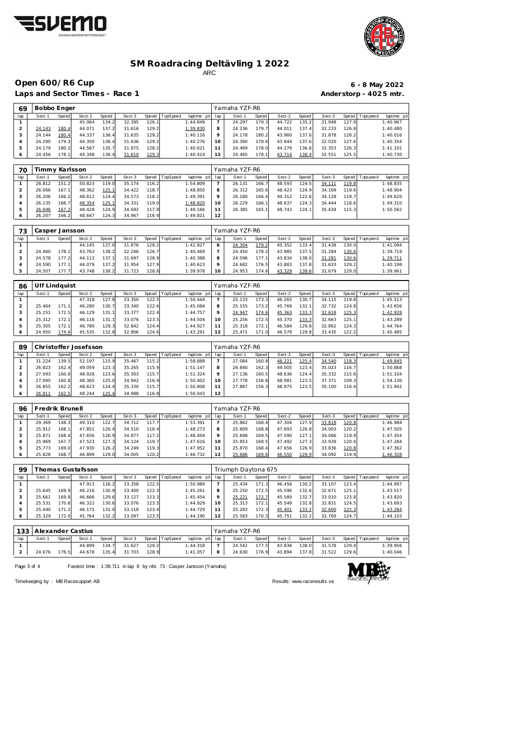# SM Roadracing Deltävling 1 2022

ARC

## Open 600/R6 Cup

**6 - 8 May 2022**

**Laps and Sector Times - Race 1**

**Anderstorp - 4025 mtr.**

| 69 | Bobbo Enger | | | | | | | | Yamaha YZF-R6 | | | | | | | | |
|---|---|---|---|---|---|---|---|---|---|---|---|---|---|---|---|---|---|
| lap | Sect-1 | Speed | Sect-2 | Speed | Sect-3 | Speed | TopSpeed | laptime pit | lap | Sect-1 | Speed | Sect-2 | Speed | Sect-3 | Speed | Topspeed | laptime pit |
| 1 | | | 45.064 | 134.2 | 32.395 | 126.1 | | 1:44.849 | 7 | 24.297 | 179.3 | 44.722 | 135.2 | 31.948 | 127.9 | | 1:40.967 |
| 2 | 24.143 | 180.4 | 44.071 | 137.2 | 31.616 | 129.2 | | 1:39.830 | 8 | 24.236 | 179.7 | 44.011 | 137.4 | 32.233 | 126.8 | | 1:40.480 |
| 3 | 24.144 | 180.4 | 44.337 | 136.4 | 31.635 | 129.2 | | 1:40.116 | 9 | 24.178 | 180.2 | 43.960 | 137.6 | 31.878 | 128.2 | | 1:40.016 |
| 4 | 24.290 | 179.3 | 44.350 | 136.4 | 31.636 | 129.2 | | 1:40.276 | 10 | 24.390 | 178.6 | 43.944 | 137.6 | 32.020 | 127.6 | | 1:40.354 |
| 5 | 24.179 | 180.2 | 44.567 | 135.7 | 31.875 | 128.2 | | 1:40.621 | 11 | 24.469 | 178.0 | 44.279 | 136.6 | 32.353 | 126.3 | | 1:41.101 |
| 6 | 24.456 | 178.1 | 44.348 | 136.4 | 31.610 | 129.3 | | 1:40.414 | 12 | 24.465 | 178.1 | 43.714 | 138.4 | 32.551 | 125.5 | | 1:40.730 |

| 70 | Timmy Karlsson | | | | | | | | Yamaha YZF-R6 | | | | | | | | |
|---|---|---|---|---|---|---|---|---|---|---|---|---|---|---|---|---|---|
| lap | Sect-1 | Speed | Sect-2 | Speed | Sect-3 | Speed | TopSpeed | laptime pit | lap | Sect-1 | Speed | Sect-2 | Speed | Sect-3 | Speed | Topspeed | laptime pit |
| 1 | 28.812 | 151.2 | 50.823 | 119.0 | 35.174 | 116.2 | | 1:54.809 | 7 | 26.131 | 166.7 | 48.593 | 124.5 | 34.111 | 119.8 | | 1:48.835 |
| 2 | 26.066 | 167.1 | 48.362 | 125.1 | 34.422 | 118.7 | | 1:48.850 | 8 | 26.312 | 165.6 | 48.423 | 124.9 | 34.169 | 119.6 | | 1:48.904 |
| 3 | 26.206 | 166.2 | 48.612 | 124.4 | 34.573 | 118.2 | | 1:49.391 | 9 | 26.180 | 166.4 | 49.312 | 122.6 | 34.128 | 119.7 | | 1:49.620 |
| 4 | 26.135 | 166.7 | 48.354 | 125.1 | 34.331 | 119.0 | | 1:48.820 | 10 | 26.229 | 166.1 | 48.637 | 124.3 | 34.444 | 118.6 | | 1:49.310 |
| 5 | 26.046 | 167.2 | 48.428 | 124.9 | 34.692 | 117.8 | | 1:49.166 | 11 | 26.385 | 165.1 | 48.743 | 124.1 | 35.434 | 115.3 | | 1:50.562 |
| 6 | 26.207 | 166.2 | 48.647 | 124.3 | 34.967 | 116.9 | | 1:49.821 | 12 | | | | | | | | |

| 73 | Casper Jansson | | | | | | | | Yamaha YZF-R6 | | | | | | | | |
|---|---|---|---|---|---|---|---|---|---|---|---|---|---|---|---|---|---|
| lap | Sect-1 | Speed | Sect-2 | Speed | Sect-3 | Speed | TopSpeed | laptime pit | lap | Sect-1 | Speed | Sect-2 | Speed | Sect-3 | Speed | Topspeed | laptime pit |
| 1 | | | 44.145 | 137.0 | 31.876 | 128.2 | | 1:42.827 | 6 | 24.304 | 179.2 | 45.352 | 133.4 | 31.438 | 130.0 | | 1:41.094 |
| 2 | 24.460 | 178.1 | 43.763 | 138.2 | 32.246 | 126.7 | | 1:40.469 | 7 | 24.450 | 178.2 | 43.985 | 137.5 | 31.284 | 130.6 | | 1:39.719 |
| 3 | 24.578 | 177.2 | 44.113 | 137.1 | 31.697 | 128.9 | | 1:40.388 | 8 | 24.596 | 177.1 | 43.834 | 138.0 | 31.281 | 130.6 | | 1:39.711 |
| 4 | 24.590 | 177.1 | 44.079 | 137.2 | 31.954 | 127.9 | | 1:40.623 | 9 | 24.682 | 176.5 | 43.883 | 137.8 | 31.633 | 129.2 | | 1:40.198 |
| 5 | 24.507 | 177.7 | 43.748 | 138.2 | 31.723 | 128.8 | | 1:39.978 | 10 | 24.953 | 174.6 | 43.329 | 139.6 | 31.679 | 129.0 | | 1:39.961 |

| 86 | Ulf Lindquist | | | | | | | | Yamaha YZF-R6 | | | | | | | | |
|---|---|---|---|---|---|---|---|---|---|---|---|---|---|---|---|---|---|
| lap | Sect-1 | Speed | Sect-2 | Speed | Sect-3 | Speed | TopSpeed | laptime pit | lap | Sect-1 | Speed | Sect-2 | Speed | Sect-3 | Speed | Topspeed | laptime pit |
| 1 | | | 47.318 | 127.8 | 33.350 | 122.5 | | 1:50.444 | 7 | 25.133 | 173.3 | 46.265 | 130.7 | 34.115 | 119.8 | | 1:45.513 |
| 2 | 25.464 | 171.1 | 46.280 | 130.7 | 33.340 | 122.6 | | 1:45.084 | 8 | 25.155 | 173.2 | 45.769 | 132.1 | 32.732 | 124.8 | | 1:43.656 |
| 3 | 25.251 | 172.5 | 46.129 | 131.1 | 33.377 | 122.4 | | 1:44.757 | 9 | 24.947 | 174.6 | 45.363 | 133.3 | 32.618 | 125.3 | | 1:42.928 |
| 4 | 25.312 | 172.1 | 46.116 | 131.1 | 33.076 | 123.5 | | 1:44.504 | 10 | 25.256 | 172.5 | 45.370 | 133.3 | 32.663 | 125.1 | | 1:43.289 |
| 5 | 25.305 | 172.1 | 46.780 | 129.3 | 32.842 | 124.4 | | 1:44.927 | 11 | 25.318 | 172.1 | 46.584 | 129.8 | 32.862 | 124.3 | | 1:44.764 |
| 6 | 24.950 | 174.6 | 45.535 | 132.8 | 32.806 | 124.6 | | 1:43.291 | 12 | 25.471 | 171.0 | 46.579 | 129.8 | 33.435 | 122.2 | | 1:45.485 |

| 89 | Christoffer Josefsson | | | | | | | | Yamaha YZF-R6 | | | | | | | | |
|---|---|---|---|---|---|---|---|---|---|---|---|---|---|---|---|---|---|
| lap | Sect-1 | Speed | Sect-2 | Speed | Sect-3 | Speed | TopSpeed | laptime pit | lap | Sect-1 | Speed | Sect-2 | Speed | Sect-3 | Speed | Topspeed | laptime pit |
| 1 | 31.224 | 139.5 | 52.197 | 115.9 | 35.467 | 115.2 | | 1:58.888 | 7 | 27.084 | 160.8 | 48.221 | 125.4 | 34.540 | 118.3 | | 1:49.845 |
| 2 | 26.823 | 162.4 | 49.059 | 123.3 | 35.265 | 115.9 | | 1:51.147 | 8 | 26.840 | 162.3 | 49.005 | 123.4 | 35.023 | 116.7 | | 1:50.868 |
| 3 | 27.093 | 160.8 | 48.928 | 123.6 | 35.303 | 115.7 | | 1:51.324 | 9 | 27.136 | 160.5 | 48.636 | 124.4 | 35.332 | 115.6 | | 1:51.104 |
| 4 | 27.095 | 160.8 | 48.365 | 125.0 | 34.942 | 116.9 | | 1:50.402 | 10 | 27.778 | 156.8 | 48.981 | 123.5 | 37.371 | 109.3 | | 1:54.130 |
| 5 | 26.855 | 162.2 | 48.623 | 124.4 | 35.330 | 115.7 | | 1:50.808 | 11 | 27.867 | 156.3 | 48.975 | 123.5 | 35.100 | 116.4 | | 1:51.942 |
| 6 | 26.811 | 162.5 | 48.244 | 125.4 | 34.988 | 116.8 | | 1:50.043 | 12 | | | | | | | | |

| 96 | Fredrik Brunell | | | | | | | | Yamaha YZF-R6 | | | | | | | | |
|---|---|---|---|---|---|---|---|---|---|---|---|---|---|---|---|---|---|
| lap | Sect-1 | Speed | Sect-2 | Speed | Sect-3 | Speed | TopSpeed | laptime pit | lap | Sect-1 | Speed | Sect-2 | Speed | Sect-3 | Speed | Topspeed | laptime pit |
| 1 | 29.369 | 148.3 | 49.310 | 122.7 | 34.712 | 117.7 | | 1:53.391 | 7 | 25.862 | 168.4 | 47.304 | 127.9 | 33.818 | 120.8 | | 1:46.984 |
| 2 | 25.912 | 168.1 | 47.851 | 126.4 | 34.510 | 118.4 | | 1:48.273 | 8 | 25.809 | 168.8 | 47.693 | 126.8 | 34.003 | 120.2 | | 1:47.505 |
| 3 | 25.871 | 168.4 | 47.656 | 126.9 | 34.877 | 117.2 | | 1:48.404 | 9 | 25.698 | 169.5 | 47.590 | 127.1 | 34.066 | 119.9 | | 1:47.354 |
| 4 | 25.969 | 167.7 | 47.523 | 127.3 | 34.124 | 119.7 | | 1:47.616 | 10 | 25.853 | 168.5 | 47.492 | 127.3 | 33.939 | 120.4 | | 1:47.284 |
| 5 | 25.773 | 169.0 | 47.930 | 126.2 | 34.249 | 119.3 | | 1:47.952 | 11 | 25.870 | 168.4 | 47.656 | 126.9 | 33.836 | 120.8 | | 1:47.362 |
| 6 | 25.828 | 168.7 | 46.899 | 129.0 | 34.005 | 120.2 | | 1:46.732 | 12 | 25.686 | 169.6 | 46.550 | 129.9 | 34.092 | 119.9 | | 1:46.328 |

| 99 | Thomas Gustafsson | | | | | | | | Triumph Daytona 675 | | | | | | | | |
|---|---|---|---|---|---|---|---|---|---|---|---|---|---|---|---|---|---|
| lap | Sect-1 | Speed | Sect-2 | Speed | Sect-3 | Speed | TopSpeed | laptime pit | lap | Sect-1 | Speed | Sect-2 | Speed | Sect-3 | Speed | Topspeed | laptime pit |
| 1 | | | 47.913 | 126.2 | 33.358 | 122.5 | | 1:50.989 | 7 | 25.434 | 171.3 | 46.456 | 130.2 | 33.107 | 123.4 | | 1:44.997 |
| 2 | 25.645 | 169.9 | 46.216 | 130.9 | 33.400 | 122.3 | | 1:45.261 | 8 | 25.250 | 172.5 | 45.596 | 132.6 | 32.671 | 125.1 | | 1:43.517 |
| 3 | 25.661 | 169.8 | 46.666 | 129.6 | 33.127 | 123.3 | | 1:45.454 | 9 | 25.221 | 172.7 | 45.589 | 132.7 | 33.010 | 123.8 | | 1:43.820 |
| 4 | 25.531 | 170.6 | 46.322 | 130.6 | 33.076 | 123.5 | | 1:44.929 | 10 | 25.313 | 172.1 | 45.549 | 132.8 | 32.831 | 124.5 | | 1:43.693 |
| 5 | 25.440 | 171.2 | 46.171 | 131.0 | 33.118 | 123.4 | | 1:44.729 | 11 | 25.283 | 172.3 | 45.401 | 133.2 | 32.600 | 125.3 | | 1:43.284 |
| 6 | 25.329 | 172.0 | 45.764 | 132.2 | 33.097 | 123.5 | | 1:44.190 | 12 | 25.583 | 170.3 | 45.751 | 132.2 | 32.769 | 124.7 | | 1:44.103 |

| 133 | Alexander Castius | | | | | | | | Yamaha YZF-R6 | | | | | | | | |
|---|---|---|---|---|---|---|---|---|---|---|---|---|---|---|---|---|---|
| lap | Sect-1 | Speed | Sect-2 | Speed | Sect-3 | Speed | TopSpeed | laptime pit | lap | Sect-1 | Speed | Sect-2 | Speed | Sect-3 | Speed | Topspeed | laptime pit |
| 1 | | | 44.899 | 134.7 | 31.627 | 129.2 | | 1:44.318 | 7 | 24.542 | 177.5 | 43.836 | 138.0 | 31.578 | 129.4 | | 1:39.956 |
| 2 | 24.676 | 176.5 | 44.678 | 135.4 | 31.703 | 128.9 | | 1:41.057 | 8 | 24.630 | 176.9 | 43.894 | 137.8 | 31.522 | 129.6 | | 1:40.046 |

Fastest time : 1:39.711 in lap 8 by nbr. 73 : Casper Jansson (Yamaha)

Timekeeping by : MB Racesupport AB

Results: www.raceresults.se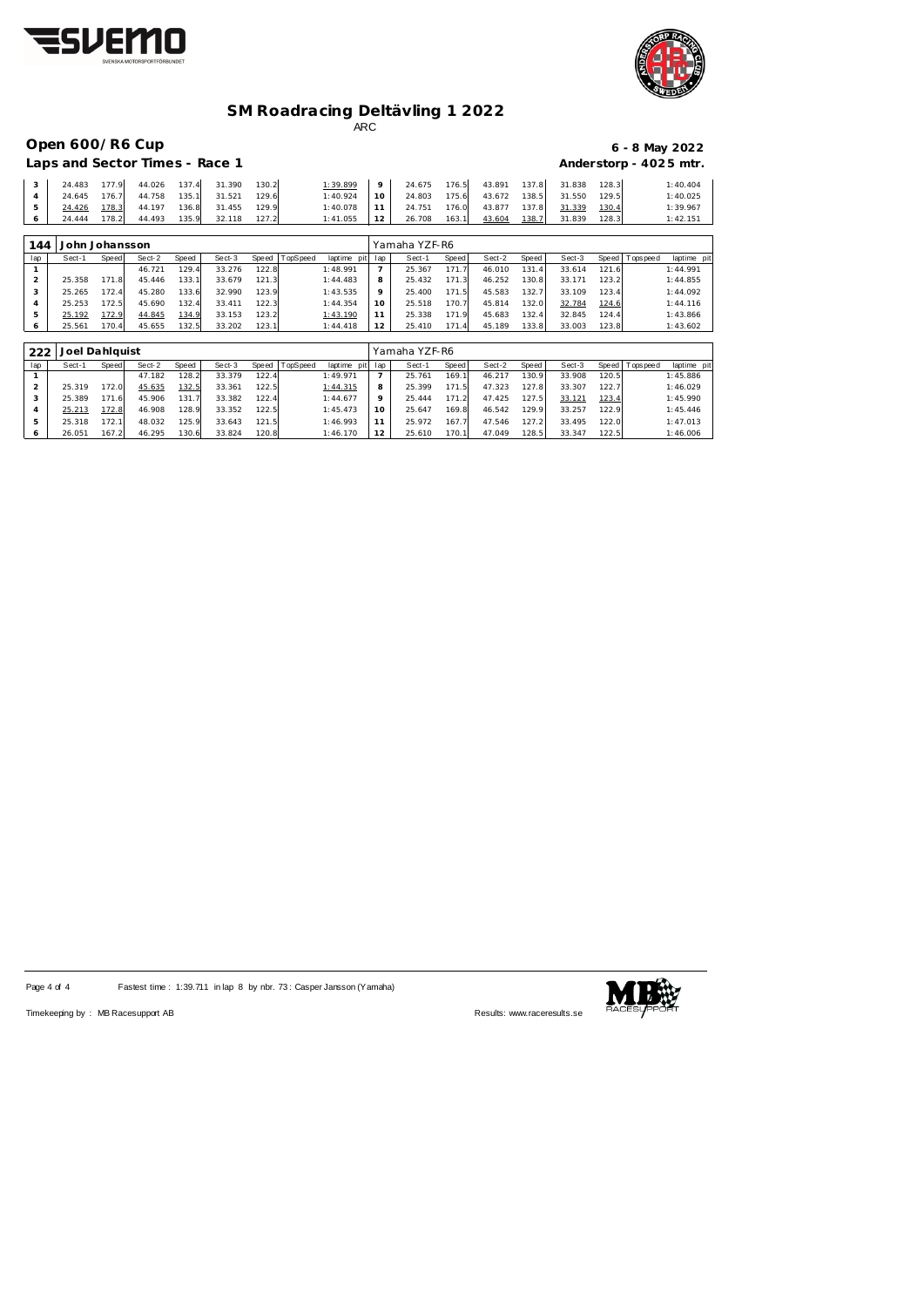# SM Roadracing Deltävling 1 2022

ARC

## Open 600/R6 Cup

**6 - 8 May 2022**

**Laps and Sector Times - Race 1**

**Anderstorp - 4025 mtr.**

| | | | | | | | | | | | | | | | | | | | |
|---|---|---|---|---|---|---|---|---|---|---|---|---|---|---|---|---|---|---|---|
| 3 | 24.483 | 177.9 | 44.026 | 137.4 | 31.390 | 130.2 | | 1:39.899 | 9 | 24.675 | 176.5 | 43.891 | 137.8 | 31.838 | 128.3 | | 1:40.404 |
| 4 | 24.645 | 176.7 | 44.758 | 135.1 | 31.521 | 129.6 | | 1:40.924 | 10 | 24.803 | 175.6 | 43.672 | 138.5 | 31.550 | 129.5 | | 1:40.025 |
| 5 | 24.426 | 178.3 | 44.197 | 136.8 | 31.455 | 129.9 | | 1:40.078 | 11 | 24.751 | 176.0 | 43.877 | 137.8 | 31.339 | 130.4 | | 1:39.967 |
| 6 | 24.444 | 178.2 | 44.493 | 135.9 | 32.118 | 127.2 | | 1:41.055 | 12 | 26.708 | 163.1 | 43.604 | 138.7 | 31.839 | 128.3 | | 1:42.151 |

### 144 John Johansson — Yamaha YZF-R6

| lap | Sect-1 | Speed | Sect-2 | Speed | Sect-3 | Speed | TopSpeed | laptime pit | lap | Sect-1 | Speed | Sect-2 | Speed | Sect-3 | Speed | Topspeed | laptime pit |
|---|---|---|---|---|---|---|---|---|---|---|---|---|---|---|---|---|---|
| 1 | | | 46.721 | 129.4 | 33.276 | 122.8 | | 1:48.991 | 7 | 25.367 | 171.7 | 46.010 | 131.4 | 33.614 | 121.6 | | 1:44.991 |
| 2 | 25.358 | 171.8 | 45.446 | 133.1 | 33.679 | 121.3 | | 1:44.483 | 8 | 25.432 | 171.3 | 46.252 | 130.8 | 33.171 | 123.2 | | 1:44.855 |
| 3 | 25.265 | 172.4 | 45.280 | 133.6 | 32.990 | 123.9 | | 1:43.535 | 9 | 25.400 | 171.5 | 45.583 | 132.7 | 33.109 | 123.4 | | 1:44.092 |
| 4 | 25.253 | 172.5 | 45.690 | 132.4 | 33.411 | 122.3 | | 1:44.354 | 10 | 25.518 | 170.7 | 45.814 | 132.0 | 32.784 | 124.6 | | 1:44.116 |
| 5 | 25.192 | 172.9 | 44.845 | 134.9 | 33.153 | 123.2 | | 1:43.190 | 11 | 25.338 | 171.9 | 45.683 | 132.4 | 32.845 | 124.4 | | 1:43.866 |
| 6 | 25.561 | 170.4 | 45.655 | 132.5 | 33.202 | 123.1 | | 1:44.418 | 12 | 25.410 | 171.4 | 45.189 | 133.8 | 33.003 | 123.8 | | 1:43.602 |

### 222 Joel Dahlquist — Yamaha YZF-R6

| lap | Sect-1 | Speed | Sect-2 | Speed | Sect-3 | Speed | TopSpeed | laptime pit | lap | Sect-1 | Speed | Sect-2 | Speed | Sect-3 | Speed | Topspeed | laptime pit |
|---|---|---|---|---|---|---|---|---|---|---|---|---|---|---|---|---|---|
| 1 | | | 47.182 | 128.2 | 33.379 | 122.4 | | 1:49.971 | 7 | 25.761 | 169.1 | 46.217 | 130.9 | 33.908 | 120.5 | | 1:45.886 |
| 2 | 25.319 | 172.0 | 45.635 | 132.5 | 33.361 | 122.5 | | 1:44.315 | 8 | 25.399 | 171.5 | 47.323 | 127.8 | 33.307 | 122.7 | | 1:46.029 |
| 3 | 25.389 | 171.6 | 45.906 | 131.7 | 33.382 | 122.4 | | 1:44.677 | 9 | 25.444 | 171.2 | 47.425 | 127.5 | 33.121 | 123.4 | | 1:45.990 |
| 4 | 25.213 | 172.8 | 46.908 | 128.9 | 33.352 | 122.5 | | 1:45.473 | 10 | 25.647 | 169.8 | 46.542 | 129.9 | 33.257 | 122.9 | | 1:45.446 |
| 5 | 25.318 | 172.1 | 48.032 | 125.9 | 33.643 | 121.5 | | 1:46.993 | 11 | 25.972 | 167.7 | 47.546 | 127.2 | 33.495 | 122.0 | | 1:47.013 |
| 6 | 26.051 | 167.2 | 46.295 | 130.6 | 33.824 | 120.8 | | 1:46.170 | 12 | 25.610 | 170.1 | 47.049 | 128.5 | 33.347 | 122.5 | | 1:46.006 |

Fastest time : 1:39.711 in lap 8 by nbr. 73 : Casper Jansson (Yamaha)

Timekeeping by : MB Racesupport AB

Results: www.raceresults.se